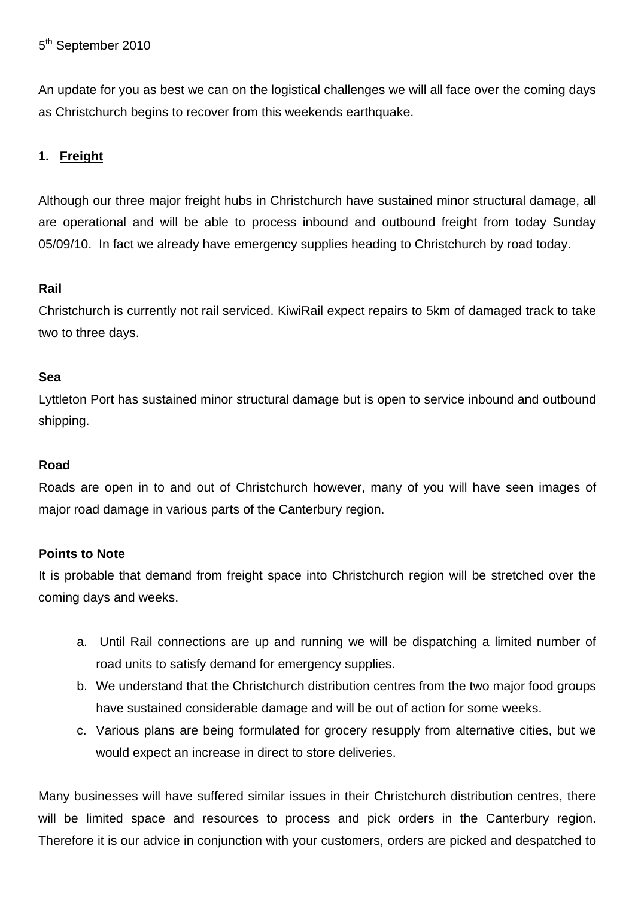5th September 2010

An update for you as best we can on the logistical challenges we will all face over the coming days as Christchurch begins to recover from this weekends earthquake.

## 1. Freight

Although our three major freight hubs in Christchurch have sustained minor structural damage, all are operational and will be able to process inbound and outbound freight from today Sunday 05/09/10. In fact we already have emergency supplies heading to Christchurch by road today.

**Rail**

Christchurch is currently not rail serviced. KiwiRail expect repairs to 5km of damaged track to take two to three days.

**Sea**

Lyttleton Port has sustained minor structural damage but is open to service inbound and outbound shipping.

**Road**

Roads are open in to and out of Christchurch however, many of you will have seen images of major road damage in various parts of the Canterbury region.

**Points to Note**

It is probable that demand from freight space into Christchurch region will be stretched over the coming days and weeks.

a. Until Rail connections are up and running we will be dispatching a limited number of road units to satisfy demand for emergency supplies.
b. We understand that the Christchurch distribution centres from the two major food groups have sustained considerable damage and will be out of action for some weeks.
c. Various plans are being formulated for grocery resupply from alternative cities, but we would expect an increase in direct to store deliveries.

Many businesses will have suffered similar issues in their Christchurch distribution centres, there will be limited space and resources to process and pick orders in the Canterbury region. Therefore it is our advice in conjunction with your customers, orders are picked and despatched to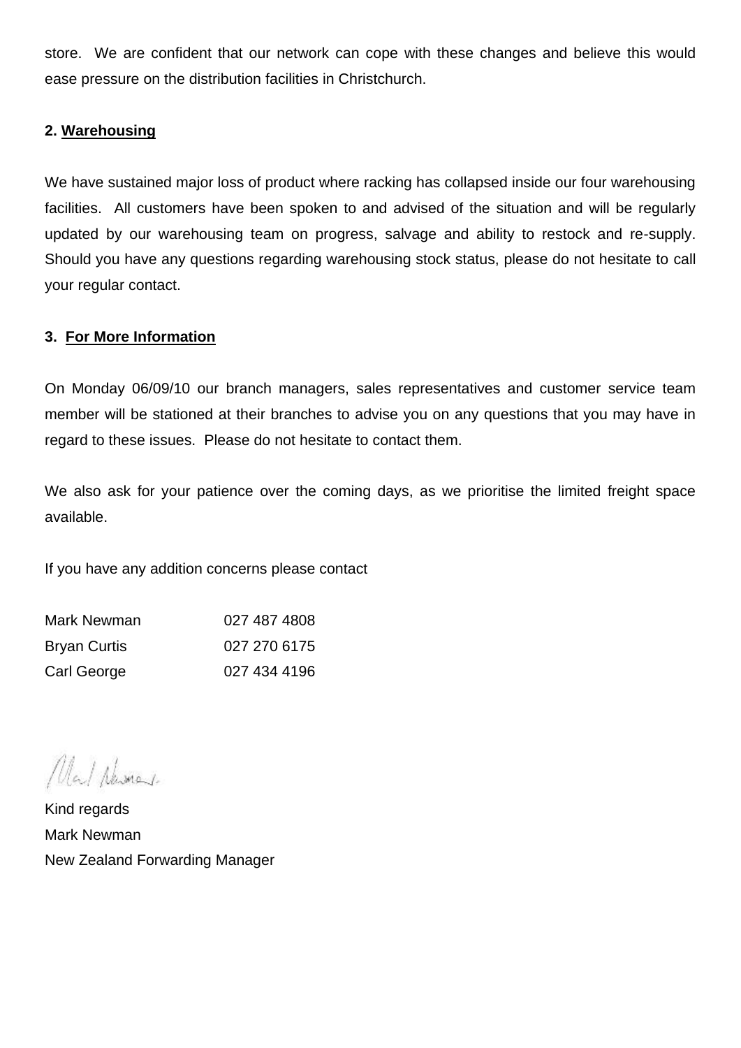store. We are confident that our network can cope with these changes and believe this would ease pressure on the distribution facilities in Christchurch.

**2. Warehousing**

We have sustained major loss of product where racking has collapsed inside our four warehousing facilities. All customers have been spoken to and advised of the situation and will be regularly updated by our warehousing team on progress, salvage and ability to restock and re-supply. Should you have any questions regarding warehousing stock status, please do not hesitate to call your regular contact.

**3. For More Information**

On Monday 06/09/10 our branch managers, sales representatives and customer service team member will be stationed at their branches to advise you on any questions that you may have in regard to these issues. Please do not hesitate to contact them.

We also ask for your patience over the coming days, as we prioritise the limited freight space available.

If you have any addition concerns please contact

| | |
|---|---|
| Mark Newman | 027 487 4808 |
| Bryan Curtis | 027 270 6175 |
| Carl George | 027 434 4196 |

Kind regards
Mark Newman
New Zealand Forwarding Manager